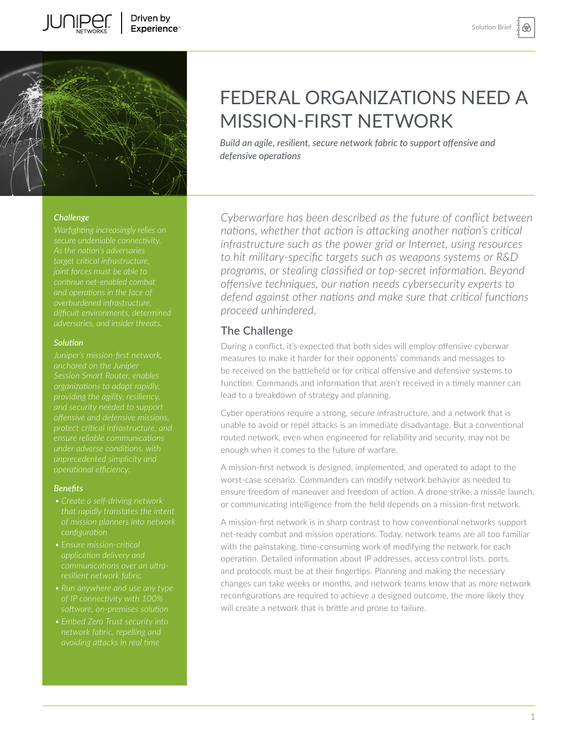# FEDERAL ORGANIZATIONS NEED A MISSION-FIRST NETWORK

*Build an agile, resilient, secure network fabric to support offensive and defensive operations*

### *Challenge*

*Warfighting increasingly relies on secure undeniable connectivity. As the nation's adversaries target critical infrastructure, joint forces must be able to continue net-enabled combat and operations in the face of overburdened infrastructure, difficult environments, determined adversaries, and insider threats.*

### *Solution*

*Juniper's mission-first network, anchored on the Juniper Session Smart Router, enables organizations to adapt rapidly, providing the agility, resiliency, and security needed to support offensive and defensive missions, protect critical infrastructure, and ensure reliable communications under adverse conditions, with unprecedented simplicity and operational efficiency.*

### *Benefits*

- *Create a self-driving network that rapidly translates the intent of mission planners into network configuration*
- *Ensure mission-critical application delivery and communications over an ultra-resilient network fabric*
- *Run anywhere and use any type of IP connectivity with 100% software, on-premises solution*
- *Embed Zero Trust security into network fabric, repelling and avoiding attacks in real time*

*Cyberwarfare has been described as the future of conflict between nations, whether that action is attacking another nation's critical infrastructure such as the power grid or Internet, using resources to hit military-specific targets such as weapons systems or R&D programs, or stealing classified or top-secret information. Beyond offensive techniques, our nation needs cybersecurity experts to defend against other nations and make sure that critical functions proceed unhindered.*

## The Challenge

During a conflict, it's expected that both sides will employ offensive cyberwar measures to make it harder for their opponents' commands and messages to be received on the battlefield or for critical offensive and defensive systems to function. Commands and information that aren't received in a timely manner can lead to a breakdown of strategy and planning.

Cyber operations require a strong, secure infrastructure, and a network that is unable to avoid or repel attacks is an immediate disadvantage. But a conventional routed network, even when engineered for reliability and security, may not be enough when it comes to the future of warfare.

A mission-first network is designed, implemented, and operated to adapt to the worst-case scenario. Commanders can modify network behavior as needed to ensure freedom of maneuver and freedom of action. A drone strike, a missile launch, or communicating intelligence from the field depends on a mission-first network.

A mission-first network is in sharp contrast to how conventional networks support net-ready combat and mission operations. Today, network teams are all too familiar with the painstaking, time-consuming work of modifying the network for each operation. Detailed information about IP addresses, access control lists, ports, and protocols must be at their fingertips. Planning and making the necessary changes can take weeks or months, and network teams know that as more network reconfigurations are required to achieve a designed outcome, the more likely they will create a network that is brittle and prone to failure.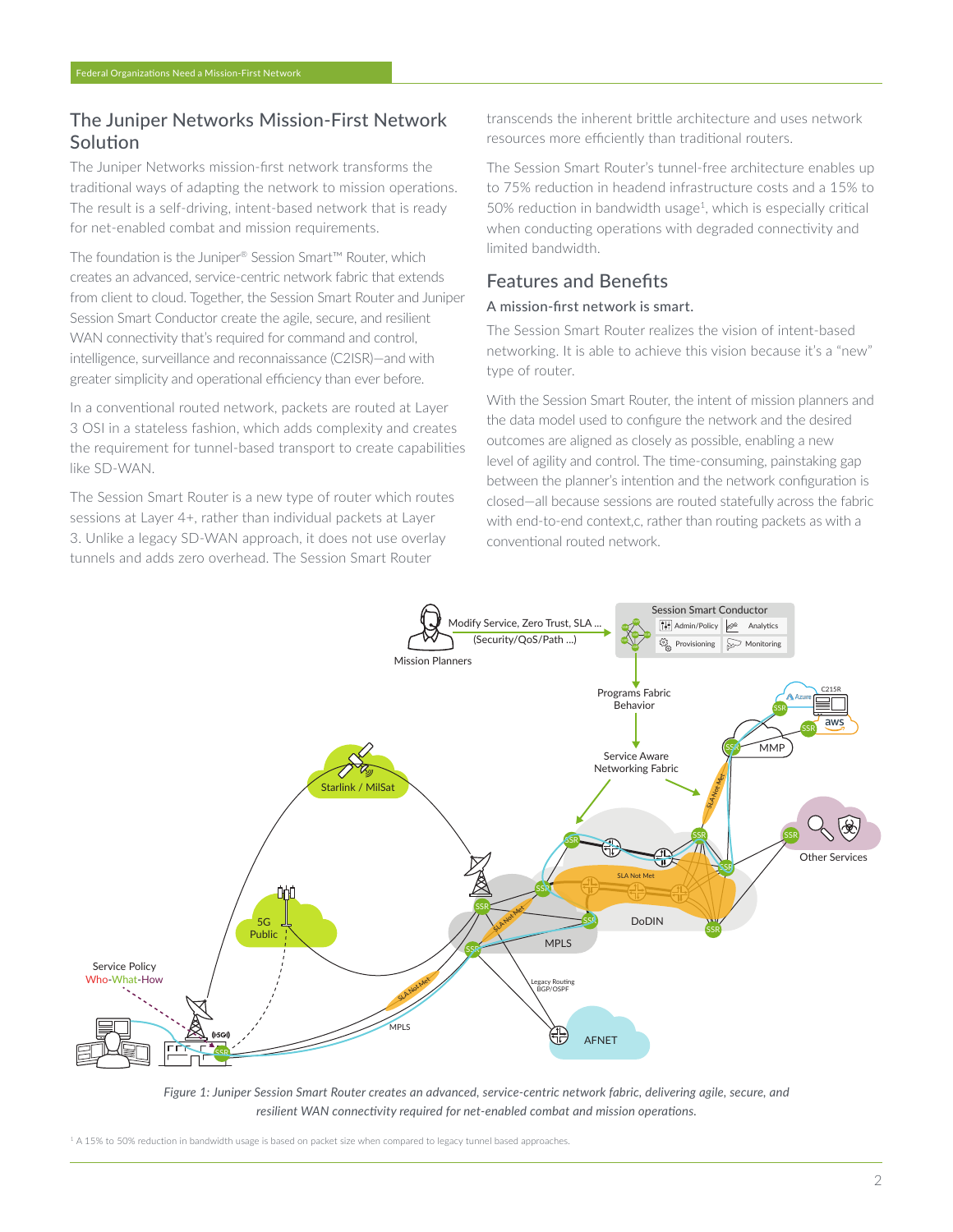## The Juniper Networks Mission-First Network Solution

The Juniper Networks mission-first network transforms the traditional ways of adapting the network to mission operations. The result is a self-driving, intent-based network that is ready for net-enabled combat and mission requirements.

The foundation is the Juniper® Session Smart™ Router, which creates an advanced, service-centric network fabric that extends from client to cloud. Together, the Session Smart Router and Juniper Session Smart Conductor create the agile, secure, and resilient WAN connectivity that's required for command and control, intelligence, surveillance and reconnaissance (C2ISR)—and with greater simplicity and operational efficiency than ever before.

In a conventional routed network, packets are routed at Layer 3 OSI in a stateless fashion, which adds complexity and creates the requirement for tunnel-based transport to create capabilities like SD-WAN.

The Session Smart Router is a new type of router which routes sessions at Layer 4+, rather than individual packets at Layer 3. Unlike a legacy SD-WAN approach, it does not use overlay tunnels and adds zero overhead. The Session Smart Router transcends the inherent brittle architecture and uses network resources more efficiently than traditional routers.

The Session Smart Router's tunnel-free architecture enables up to 75% reduction in headend infrastructure costs and a 15% to 50% reduction in bandwidth usage[1], which is especially critical when conducting operations with degraded connectivity and limited bandwidth.

## Features and Benefits

### A mission-first network is smart.

The Session Smart Router realizes the vision of intent-based networking. It is able to achieve this vision because it's a "new" type of router.

With the Session Smart Router, the intent of mission planners and the data model used to configure the network and the desired outcomes are aligned as closely as possible, enabling a new level of agility and control. The time-consuming, painstaking gap between the planner's intention and the network configuration is closed—all because sessions are routed statefully across the fabric with end-to-end context,c, rather than routing packets as with a conventional routed network.

*Figure 1: Juniper Session Smart Router creates an advanced, service-centric network fabric, delivering agile, secure, and resilient WAN connectivity required for net-enabled combat and mission operations.*

[1] A 15% to 50% reduction in bandwidth usage is based on packet size when compared to legacy tunnel based approaches.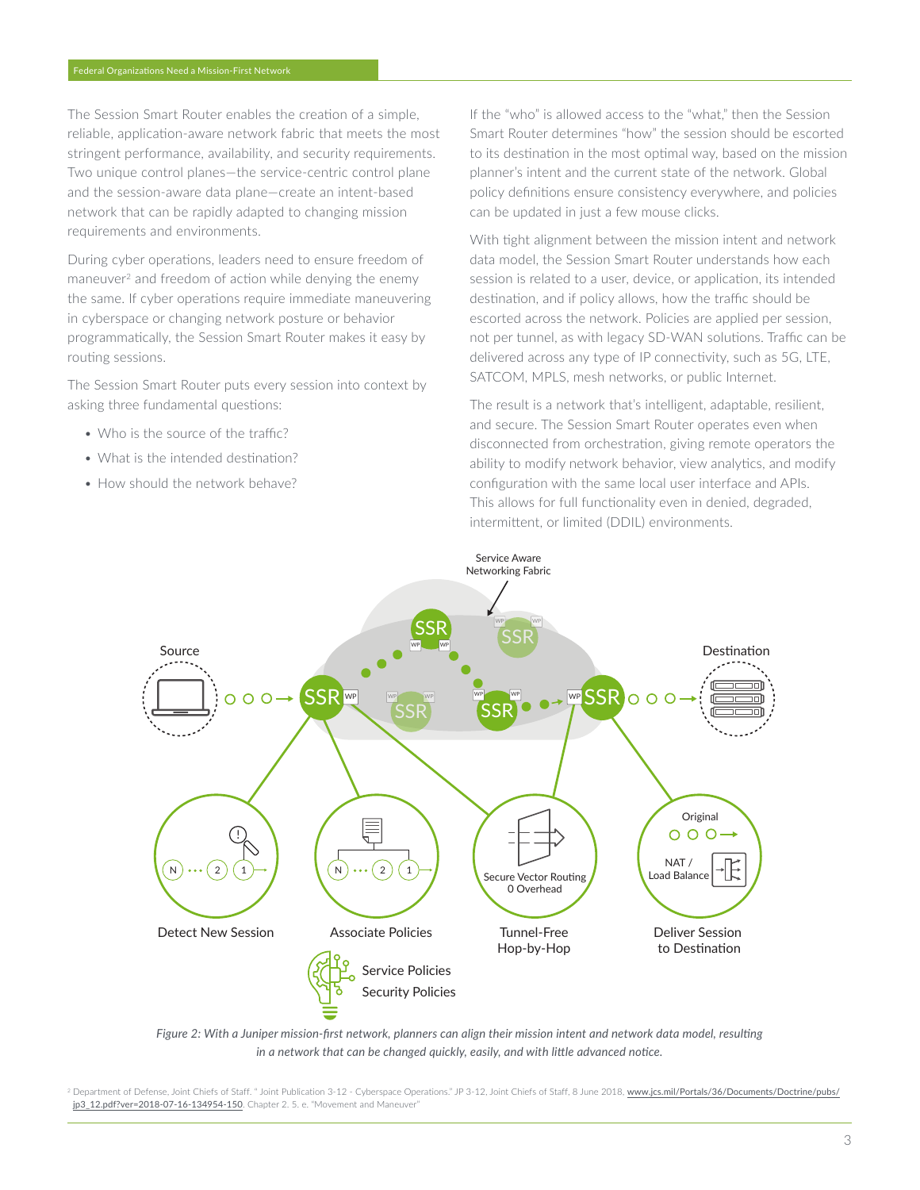The Session Smart Router enables the creation of a simple, reliable, application-aware network fabric that meets the most stringent performance, availability, and security requirements. Two unique control planes—the service-centric control plane and the session-aware data plane—create an intent-based network that can be rapidly adapted to changing mission requirements and environments.

During cyber operations, leaders need to ensure freedom of maneuver[2] and freedom of action while denying the enemy the same. If cyber operations require immediate maneuvering in cyberspace or changing network posture or behavior programmatically, the Session Smart Router makes it easy by routing sessions.

The Session Smart Router puts every session into context by asking three fundamental questions:

- Who is the source of the traffic?
- What is the intended destination?
- How should the network behave?

If the "who" is allowed access to the "what," then the Session Smart Router determines "how" the session should be escorted to its destination in the most optimal way, based on the mission planner's intent and the current state of the network. Global policy definitions ensure consistency everywhere, and policies can be updated in just a few mouse clicks.

With tight alignment between the mission intent and network data model, the Session Smart Router understands how each session is related to a user, device, or application, its intended destination, and if policy allows, how the traffic should be escorted across the network. Policies are applied per session, not per tunnel, as with legacy SD-WAN solutions. Traffic can be delivered across any type of IP connectivity, such as 5G, LTE, SATCOM, MPLS, mesh networks, or public Internet.

The result is a network that's intelligent, adaptable, resilient, and secure. The Session Smart Router operates even when disconnected from orchestration, giving remote operators the ability to modify network behavior, view analytics, and modify configuration with the same local user interface and APIs. This allows for full functionality even in denied, degraded, intermittent, or limited (DDIL) environments.

*Figure 2: With a Juniper mission-first network, planners can align their mission intent and network data model, resulting in a network that can be changed quickly, easily, and with little advanced notice.*

[2] Department of Defense, Joint Chiefs of Staff. " Joint Publication 3-12 - Cyberspace Operations." JP 3-12, Joint Chiefs of Staff, 8 June 2018. www.jcs.mil/Portals/36/Documents/Doctrine/pubs/jp3_12.pdf?ver=2018-07-16-134954-150. Chapter 2. 5. e. "Movement and Maneuver"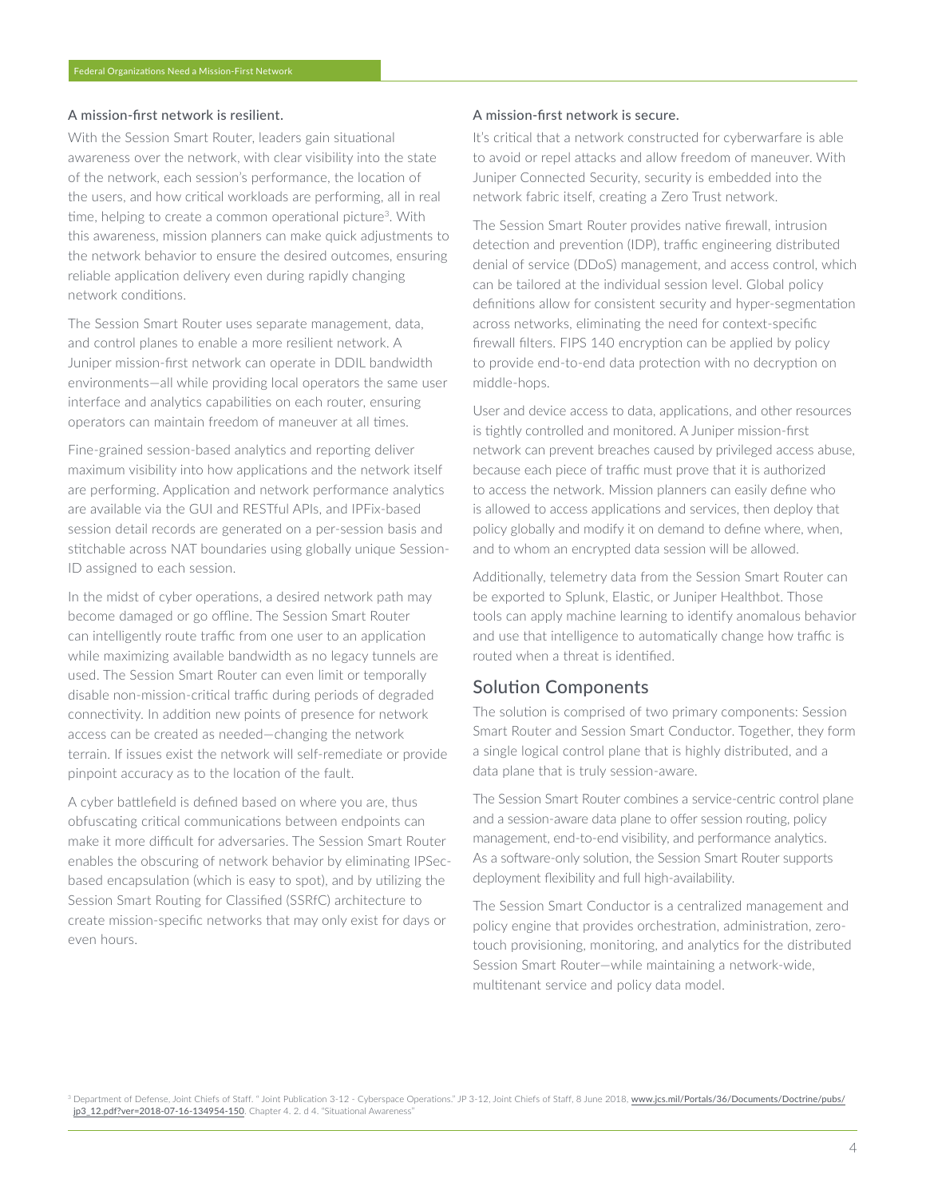### A mission-first network is resilient.

With the Session Smart Router, leaders gain situational awareness over the network, with clear visibility into the state of the network, each session's performance, the location of the users, and how critical workloads are performing, all in real time, helping to create a common operational picture[3]. With this awareness, mission planners can make quick adjustments to the network behavior to ensure the desired outcomes, ensuring reliable application delivery even during rapidly changing network conditions.

The Session Smart Router uses separate management, data, and control planes to enable a more resilient network. A Juniper mission-first network can operate in DDIL bandwidth environments—all while providing local operators the same user interface and analytics capabilities on each router, ensuring operators can maintain freedom of maneuver at all times.

Fine-grained session-based analytics and reporting deliver maximum visibility into how applications and the network itself are performing. Application and network performance analytics are available via the GUI and RESTful APIs, and IPFix-based session detail records are generated on a per-session basis and stitchable across NAT boundaries using globally unique Session-ID assigned to each session.

In the midst of cyber operations, a desired network path may become damaged or go offline. The Session Smart Router can intelligently route traffic from one user to an application while maximizing available bandwidth as no legacy tunnels are used. The Session Smart Router can even limit or temporally disable non-mission-critical traffic during periods of degraded connectivity. In addition new points of presence for network access can be created as needed—changing the network terrain. If issues exist the network will self-remediate or provide pinpoint accuracy as to the location of the fault.

A cyber battlefield is defined based on where you are, thus obfuscating critical communications between endpoints can make it more difficult for adversaries. The Session Smart Router enables the obscuring of network behavior by eliminating IPSec-based encapsulation (which is easy to spot), and by utilizing the Session Smart Routing for Classified (SSRfC) architecture to create mission-specific networks that may only exist for days or even hours.

### A mission-first network is secure.

It's critical that a network constructed for cyberwarfare is able to avoid or repel attacks and allow freedom of maneuver. With Juniper Connected Security, security is embedded into the network fabric itself, creating a Zero Trust network.

The Session Smart Router provides native firewall, intrusion detection and prevention (IDP), traffic engineering distributed denial of service (DDoS) management, and access control, which can be tailored at the individual session level. Global policy definitions allow for consistent security and hyper-segmentation across networks, eliminating the need for context-specific firewall filters. FIPS 140 encryption can be applied by policy to provide end-to-end data protection with no decryption on middle-hops.

User and device access to data, applications, and other resources is tightly controlled and monitored. A Juniper mission-first network can prevent breaches caused by privileged access abuse, because each piece of traffic must prove that it is authorized to access the network. Mission planners can easily define who is allowed to access applications and services, then deploy that policy globally and modify it on demand to define where, when, and to whom an encrypted data session will be allowed.

Additionally, telemetry data from the Session Smart Router can be exported to Splunk, Elastic, or Juniper Healthbot. Those tools can apply machine learning to identify anomalous behavior and use that intelligence to automatically change how traffic is routed when a threat is identified.

## Solution Components

The solution is comprised of two primary components: Session Smart Router and Session Smart Conductor. Together, they form a single logical control plane that is highly distributed, and a data plane that is truly session-aware.

The Session Smart Router combines a service-centric control plane and a session-aware data plane to offer session routing, policy management, end-to-end visibility, and performance analytics. As a software-only solution, the Session Smart Router supports deployment flexibility and full high-availability.

The Session Smart Conductor is a centralized management and policy engine that provides orchestration, administration, zero-touch provisioning, monitoring, and analytics for the distributed Session Smart Router—while maintaining a network-wide, multitenant service and policy data model.

[3] Department of Defense, Joint Chiefs of Staff. " Joint Publication 3-12 - Cyberspace Operations." JP 3-12, Joint Chiefs of Staff, 8 June 2018. www.jcs.mil/Portals/36/Documents/Doctrine/pubs/jp3_12.pdf?ver=2018-07-16-134954-150. Chapter 4. 2. d 4. "Situational Awareness"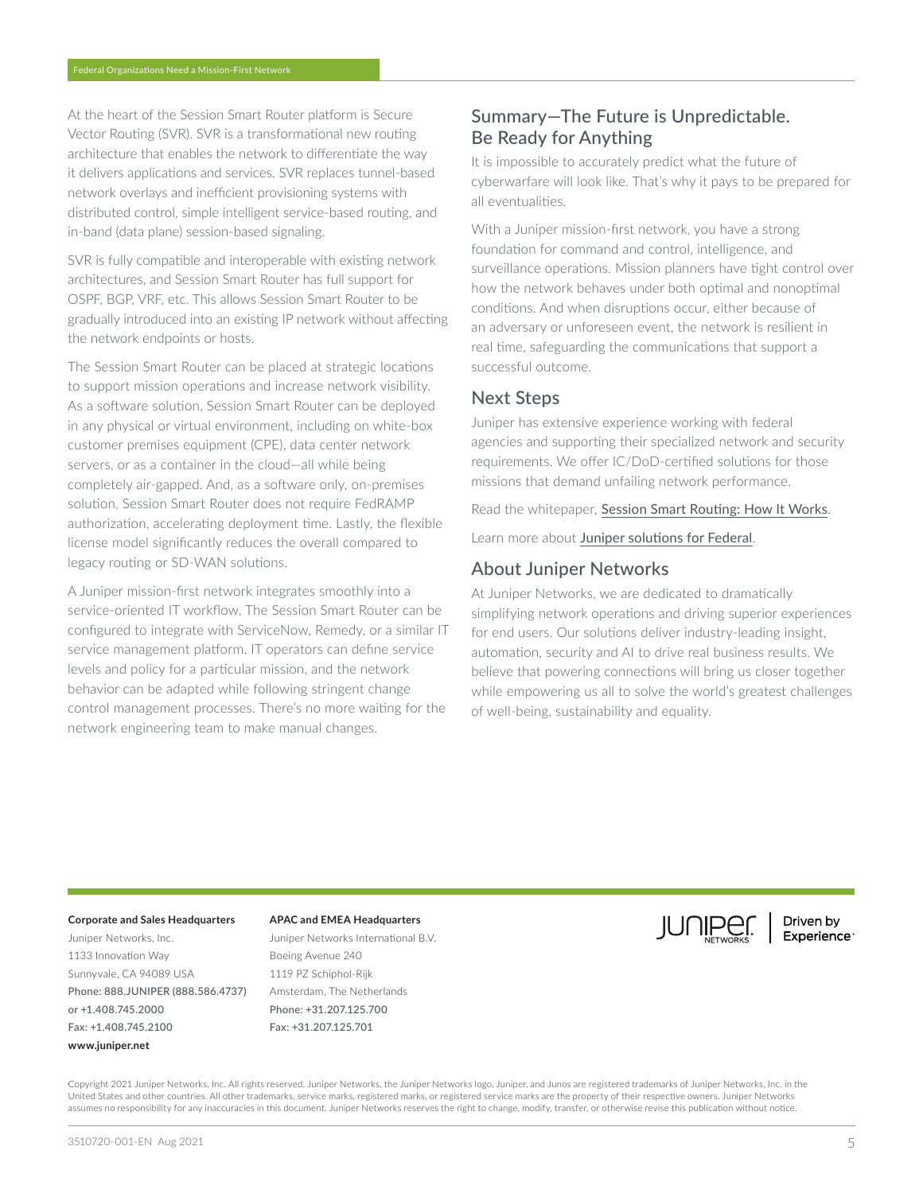At the heart of the Session Smart Router platform is Secure Vector Routing (SVR). SVR is a transformational new routing architecture that enables the network to differentiate the way it delivers applications and services. SVR replaces tunnel-based network overlays and inefficient provisioning systems with distributed control, simple intelligent service-based routing, and in-band (data plane) session-based signaling.

SVR is fully compatible and interoperable with existing network architectures, and Session Smart Router has full support for OSPF, BGP, VRF, etc. This allows Session Smart Router to be gradually introduced into an existing IP network without affecting the network endpoints or hosts.

The Session Smart Router can be placed at strategic locations to support mission operations and increase network visibility. As a software solution, Session Smart Router can be deployed in any physical or virtual environment, including on white-box customer premises equipment (CPE), data center network servers, or as a container in the cloud—all while being completely air-gapped. And, as a software only, on-premises solution, Session Smart Router does not require FedRAMP authorization, accelerating deployment time. Lastly, the flexible license model significantly reduces the overall compared to legacy routing or SD-WAN solutions.

A Juniper mission-first network integrates smoothly into a service-oriented IT workflow. The Session Smart Router can be configured to integrate with ServiceNow, Remedy, or a similar IT service management platform. IT operators can define service levels and policy for a particular mission, and the network behavior can be adapted while following stringent change control management processes. There's no more waiting for the network engineering team to make manual changes.

## Summary—The Future is Unpredictable. Be Ready for Anything

It is impossible to accurately predict what the future of cyberwarfare will look like. That's why it pays to be prepared for all eventualities.

With a Juniper mission-first network, you have a strong foundation for command and control, intelligence, and surveillance operations. Mission planners have tight control over how the network behaves under both optimal and nonoptimal conditions. And when disruptions occur, either because of an adversary or unforeseen event, the network is resilient in real time, safeguarding the communications that support a successful outcome.

## Next Steps

Juniper has extensive experience working with federal agencies and supporting their specialized network and security requirements. We offer IC/DoD-certified solutions for those missions that demand unfailing network performance.

Read the whitepaper, Session Smart Routing: How It Works.

Learn more about Juniper solutions for Federal.

## About Juniper Networks

At Juniper Networks, we are dedicated to dramatically simplifying network operations and driving superior experiences for end users. Our solutions deliver industry-leading insight, automation, security and AI to drive real business results. We believe that powering connections will bring us closer together while empowering us all to solve the world's greatest challenges of well-being, sustainability and equality.

**Corporate and Sales Headquarters**
Juniper Networks, Inc.
1133 Innovation Way
Sunnyvale, CA 94089 USA
Phone: 888.JUNIPER (888.586.4737)
or +1.408.745.2000
Fax: +1.408.745.2100
**www.juniper.net**

**APAC and EMEA Headquarters**
Juniper Networks International B.V.
Boeing Avenue 240
1119 PZ Schiphol-Rijk
Amsterdam, The Netherlands
Phone: +31.207.125.700
Fax: +31.207.125.701

Juniper Networks | Driven by Experience

Copyright 2021 Juniper Networks, Inc. All rights reserved. Juniper Networks, the Juniper Networks logo, Juniper, and Junos are registered trademarks of Juniper Networks, Inc. in the United States and other countries. All other trademarks, service marks, registered marks, or registered service marks are the property of their respective owners. Juniper Networks assumes no responsibility for any inaccuracies in this document. Juniper Networks reserves the right to change, modify, transfer, or otherwise revise this publication without notice.

3510720-001-EN Aug 2021